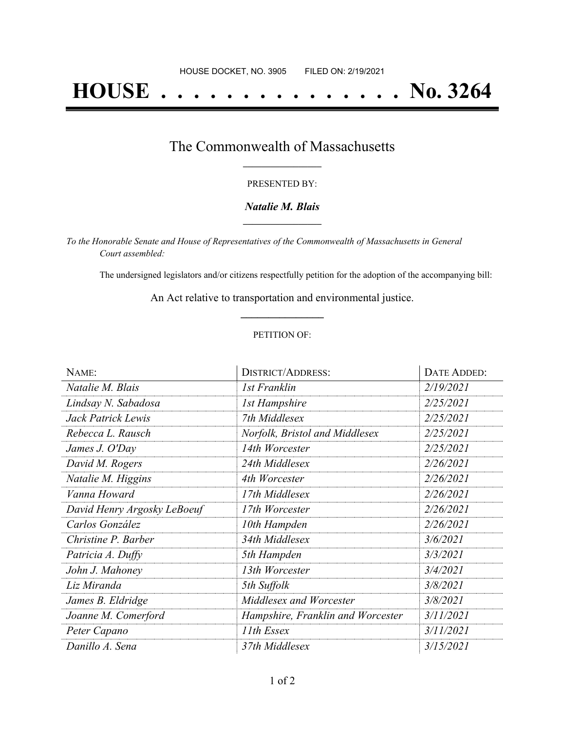HOUSE DOCKET, NO. 3905 FILED ON: 2/19/2021

# HOUSE . . . . . . . . . . . . . . . No. 3264

## The Commonwealth of Massachusetts

PRESENTED BY:

***Natalie M. Blais***

*To the Honorable Senate and House of Representatives of the Commonwealth of Massachusetts in General Court assembled:*

The undersigned legislators and/or citizens respectfully petition for the adoption of the accompanying bill:

An Act relative to transportation and environmental justice.

PETITION OF:

| NAME: | DISTRICT/ADDRESS: | DATE ADDED: |
|---|---|---|
| *Natalie M. Blais* | *1st Franklin* | *2/19/2021* |
| *Lindsay N. Sabadosa* | *1st Hampshire* | *2/25/2021* |
| *Jack Patrick Lewis* | *7th Middlesex* | *2/25/2021* |
| *Rebecca L. Rausch* | *Norfolk, Bristol and Middlesex* | *2/25/2021* |
| *James J. O'Day* | *14th Worcester* | *2/25/2021* |
| *David M. Rogers* | *24th Middlesex* | *2/26/2021* |
| *Natalie M. Higgins* | *4th Worcester* | *2/26/2021* |
| *Vanna Howard* | *17th Middlesex* | *2/26/2021* |
| *David Henry Argosky LeBoeuf* | *17th Worcester* | *2/26/2021* |
| *Carlos González* | *10th Hampden* | *2/26/2021* |
| *Christine P. Barber* | *34th Middlesex* | *3/6/2021* |
| *Patricia A. Duffy* | *5th Hampden* | *3/3/2021* |
| *John J. Mahoney* | *13th Worcester* | *3/4/2021* |
| *Liz Miranda* | *5th Suffolk* | *3/8/2021* |
| *James B. Eldridge* | *Middlesex and Worcester* | *3/8/2021* |
| *Joanne M. Comerford* | *Hampshire, Franklin and Worcester* | *3/11/2021* |
| *Peter Capano* | *11th Essex* | *3/11/2021* |
| *Danillo A. Sena* | *37th Middlesex* | *3/15/2021* |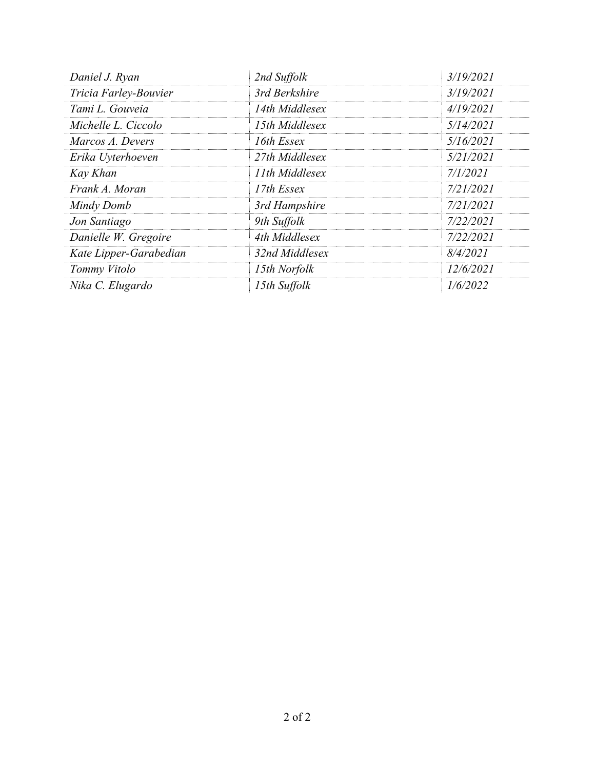| | | |
|---|---|---|
| *Daniel J. Ryan* | *2nd Suffolk* | *3/19/2021* |
| *Tricia Farley-Bouvier* | *3rd Berkshire* | *3/19/2021* |
| *Tami L. Gouveia* | *14th Middlesex* | *4/19/2021* |
| *Michelle L. Ciccolo* | *15th Middlesex* | *5/14/2021* |
| *Marcos A. Devers* | *16th Essex* | *5/16/2021* |
| *Erika Uyterhoeven* | *27th Middlesex* | *5/21/2021* |
| *Kay Khan* | *11th Middlesex* | *7/1/2021* |
| *Frank A. Moran* | *17th Essex* | *7/21/2021* |
| *Mindy Domb* | *3rd Hampshire* | *7/21/2021* |
| *Jon Santiago* | *9th Suffolk* | *7/22/2021* |
| *Danielle W. Gregoire* | *4th Middlesex* | *7/22/2021* |
| *Kate Lipper-Garabedian* | *32nd Middlesex* | *8/4/2021* |
| *Tommy Vitolo* | *15th Norfolk* | *12/6/2021* |
| *Nika C. Elugardo* | *15th Suffolk* | *1/6/2022* |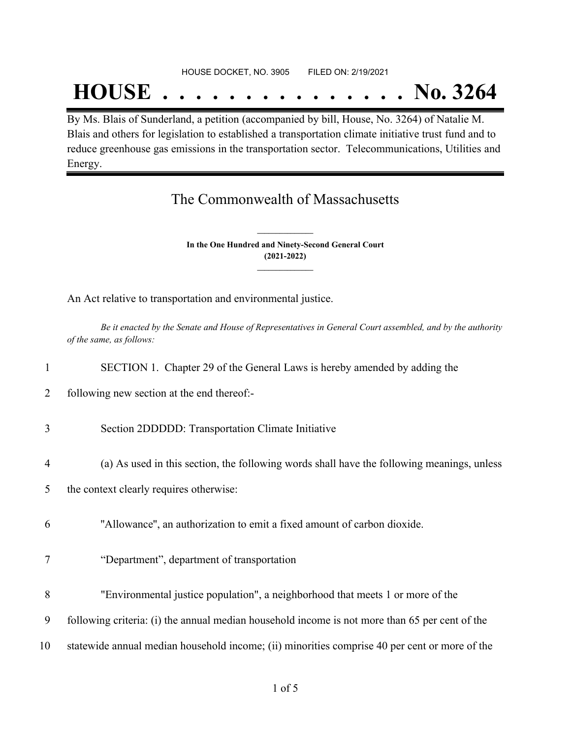HOUSE DOCKET, NO. 3905 FILED ON: 2/19/2021

# HOUSE . . . . . . . . . . . . . . . No. 3264

By Ms. Blais of Sunderland, a petition (accompanied by bill, House, No. 3264) of Natalie M. Blais and others for legislation to established a transportation climate initiative trust fund and to reduce greenhouse gas emissions in the transportation sector. Telecommunications, Utilities and Energy.

## The Commonwealth of Massachusetts

**In the One Hundred and Ninety-Second General Court (2021-2022)**

An Act relative to transportation and environmental justice.

*Be it enacted by the Senate and House of Representatives in General Court assembled, and by the authority of the same, as follows:*

1 SECTION 1. Chapter 29 of the General Laws is hereby amended by adding the
2 following new section at the end thereof:-

3 Section 2DDDDD: Transportation Climate Initiative

4 (a) As used in this section, the following words shall have the following meanings, unless
5 the context clearly requires otherwise:

6 "Allowance", an authorization to emit a fixed amount of carbon dioxide.

7 “Department”, department of transportation

8 "Environmental justice population", a neighborhood that meets 1 or more of the
9 following criteria: (i) the annual median household income is not more than 65 per cent of the
10 statewide annual median household income; (ii) minorities comprise 40 per cent or more of the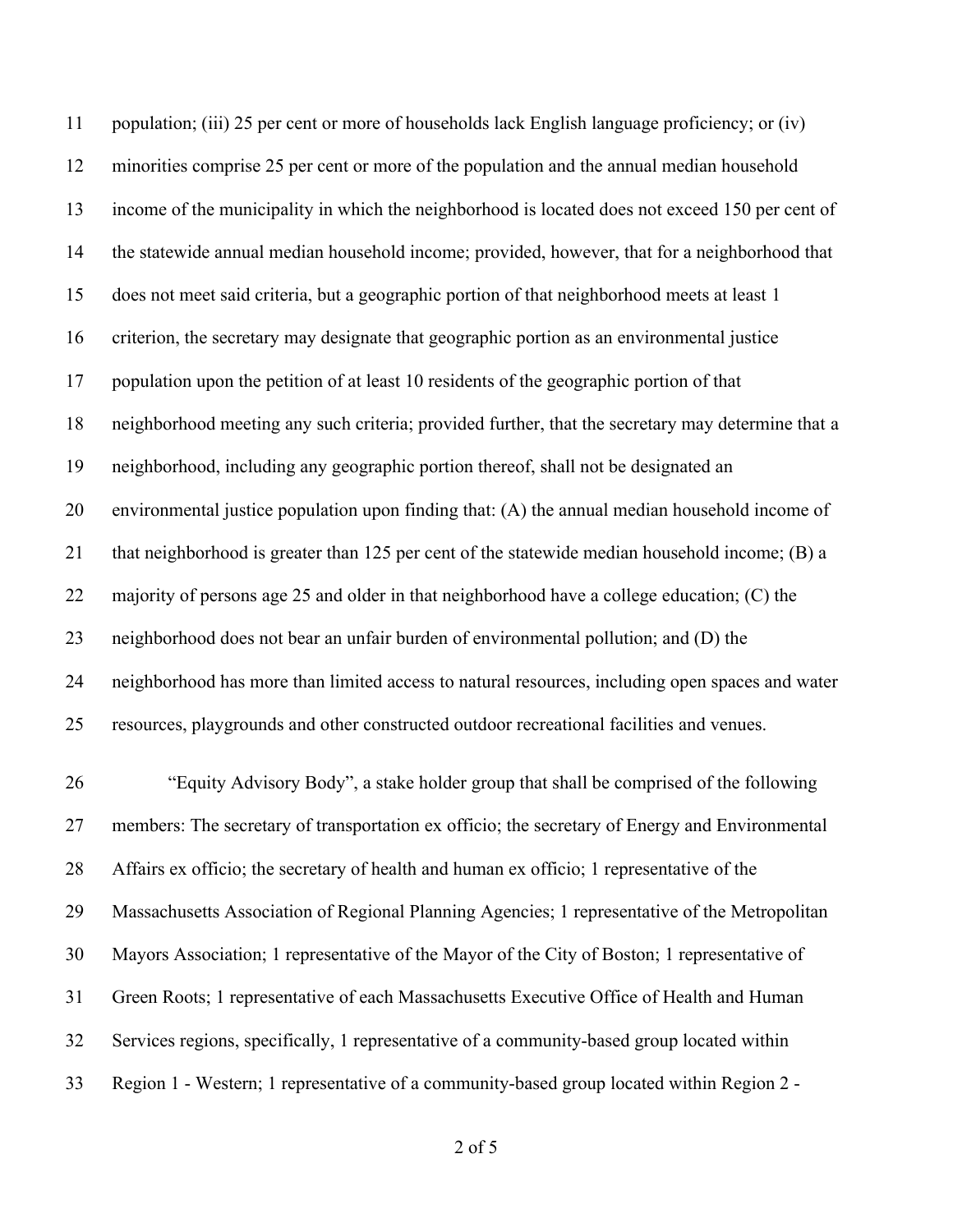population; (iii) 25 per cent or more of households lack English language proficiency; or (iv) minorities comprise 25 per cent or more of the population and the annual median household income of the municipality in which the neighborhood is located does not exceed 150 per cent of the statewide annual median household income; provided, however, that for a neighborhood that does not meet said criteria, but a geographic portion of that neighborhood meets at least 1 criterion, the secretary may designate that geographic portion as an environmental justice population upon the petition of at least 10 residents of the geographic portion of that neighborhood meeting any such criteria; provided further, that the secretary may determine that a neighborhood, including any geographic portion thereof, shall not be designated an environmental justice population upon finding that: (A) the annual median household income of that neighborhood is greater than 125 per cent of the statewide median household income; (B) a majority of persons age 25 and older in that neighborhood have a college education; (C) the neighborhood does not bear an unfair burden of environmental pollution; and (D) the neighborhood has more than limited access to natural resources, including open spaces and water resources, playgrounds and other constructed outdoor recreational facilities and venues.

"Equity Advisory Body", a stake holder group that shall be comprised of the following members: The secretary of transportation ex officio; the secretary of Energy and Environmental Affairs ex officio; the secretary of health and human ex officio; 1 representative of the Massachusetts Association of Regional Planning Agencies; 1 representative of the Metropolitan Mayors Association; 1 representative of the Mayor of the City of Boston; 1 representative of Green Roots; 1 representative of each Massachusetts Executive Office of Health and Human Services regions, specifically, 1 representative of a community-based group located within Region 1 - Western; 1 representative of a community-based group located within Region 2 -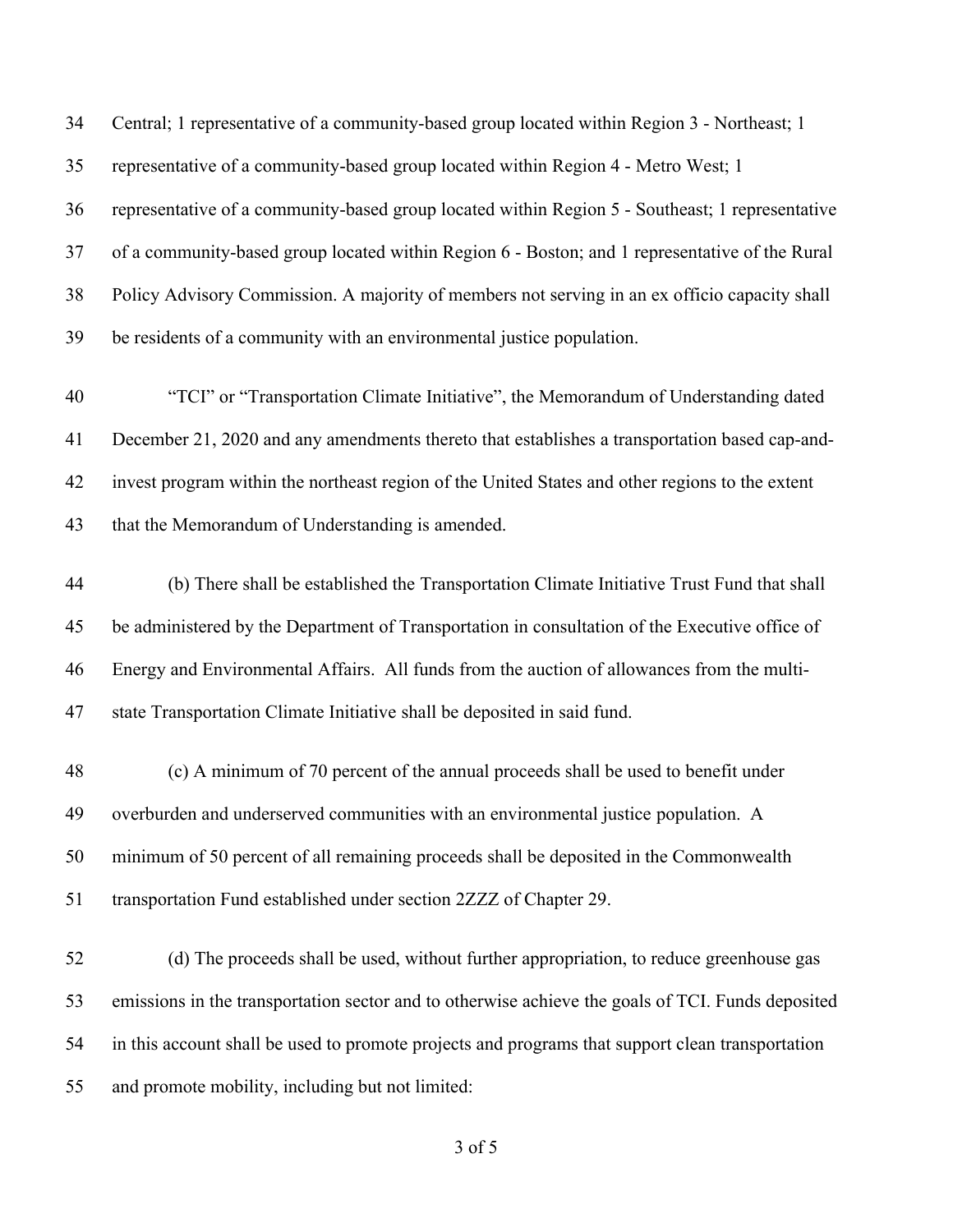Central; 1 representative of a community-based group located within Region 3 - Northeast; 1 representative of a community-based group located within Region 4 - Metro West; 1 representative of a community-based group located within Region 5 - Southeast; 1 representative of a community-based group located within Region 6 - Boston; and 1 representative of the Rural Policy Advisory Commission. A majority of members not serving in an ex officio capacity shall be residents of a community with an environmental justice population.

"TCI" or "Transportation Climate Initiative", the Memorandum of Understanding dated December 21, 2020 and any amendments thereto that establishes a transportation based cap-and-invest program within the northeast region of the United States and other regions to the extent that the Memorandum of Understanding is amended.

(b) There shall be established the Transportation Climate Initiative Trust Fund that shall be administered by the Department of Transportation in consultation of the Executive office of Energy and Environmental Affairs. All funds from the auction of allowances from the multi-state Transportation Climate Initiative shall be deposited in said fund.

(c) A minimum of 70 percent of the annual proceeds shall be used to benefit under overburden and underserved communities with an environmental justice population. A minimum of 50 percent of all remaining proceeds shall be deposited in the Commonwealth transportation Fund established under section 2ZZZ of Chapter 29.

(d) The proceeds shall be used, without further appropriation, to reduce greenhouse gas emissions in the transportation sector and to otherwise achieve the goals of TCI. Funds deposited in this account shall be used to promote projects and programs that support clean transportation and promote mobility, including but not limited: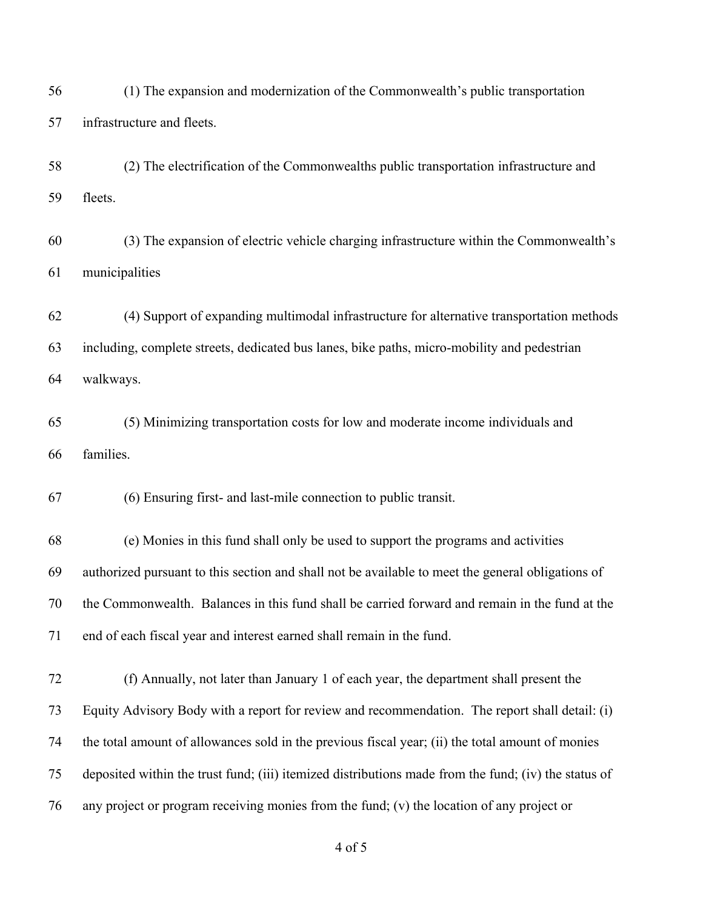(1) The expansion and modernization of the Commonwealth's public transportation infrastructure and fleets.

(2) The electrification of the Commonwealths public transportation infrastructure and fleets.

(3) The expansion of electric vehicle charging infrastructure within the Commonwealth's municipalities

(4) Support of expanding multimodal infrastructure for alternative transportation methods including, complete streets, dedicated bus lanes, bike paths, micro-mobility and pedestrian walkways.

(5) Minimizing transportation costs for low and moderate income individuals and families.

(6) Ensuring first- and last-mile connection to public transit.

(e) Monies in this fund shall only be used to support the programs and activities authorized pursuant to this section and shall not be available to meet the general obligations of the Commonwealth. Balances in this fund shall be carried forward and remain in the fund at the end of each fiscal year and interest earned shall remain in the fund.

(f) Annually, not later than January 1 of each year, the department shall present the Equity Advisory Body with a report for review and recommendation. The report shall detail: (i) the total amount of allowances sold in the previous fiscal year; (ii) the total amount of monies deposited within the trust fund; (iii) itemized distributions made from the fund; (iv) the status of any project or program receiving monies from the fund; (v) the location of any project or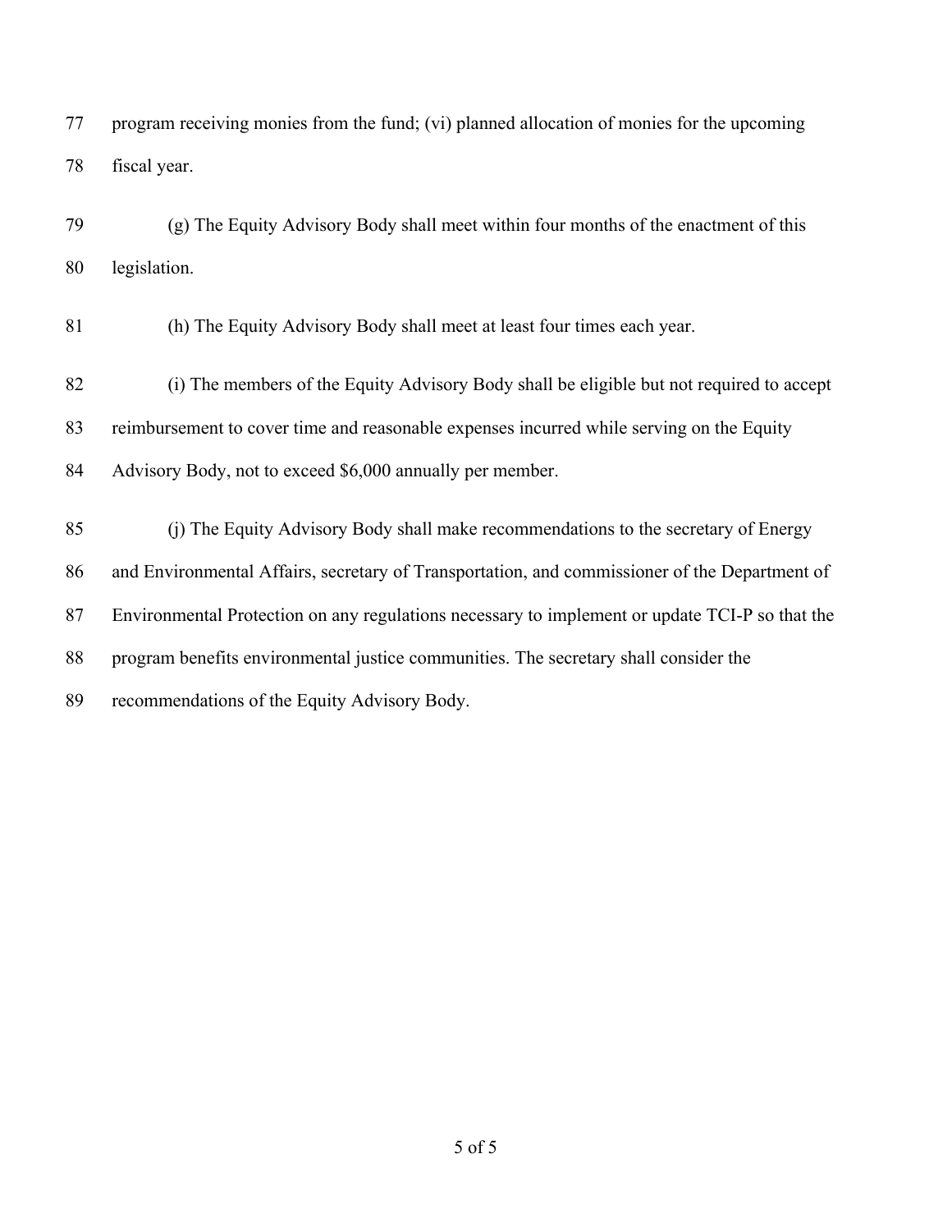program receiving monies from the fund; (vi) planned allocation of monies for the upcoming fiscal year.

(g) The Equity Advisory Body shall meet within four months of the enactment of this legislation.

(h) The Equity Advisory Body shall meet at least four times each year.

(i) The members of the Equity Advisory Body shall be eligible but not required to accept reimbursement to cover time and reasonable expenses incurred while serving on the Equity Advisory Body, not to exceed $6,000 annually per member.

(j) The Equity Advisory Body shall make recommendations to the secretary of Energy and Environmental Affairs, secretary of Transportation, and commissioner of the Department of Environmental Protection on any regulations necessary to implement or update TCI-P so that the program benefits environmental justice communities. The secretary shall consider the recommendations of the Equity Advisory Body.